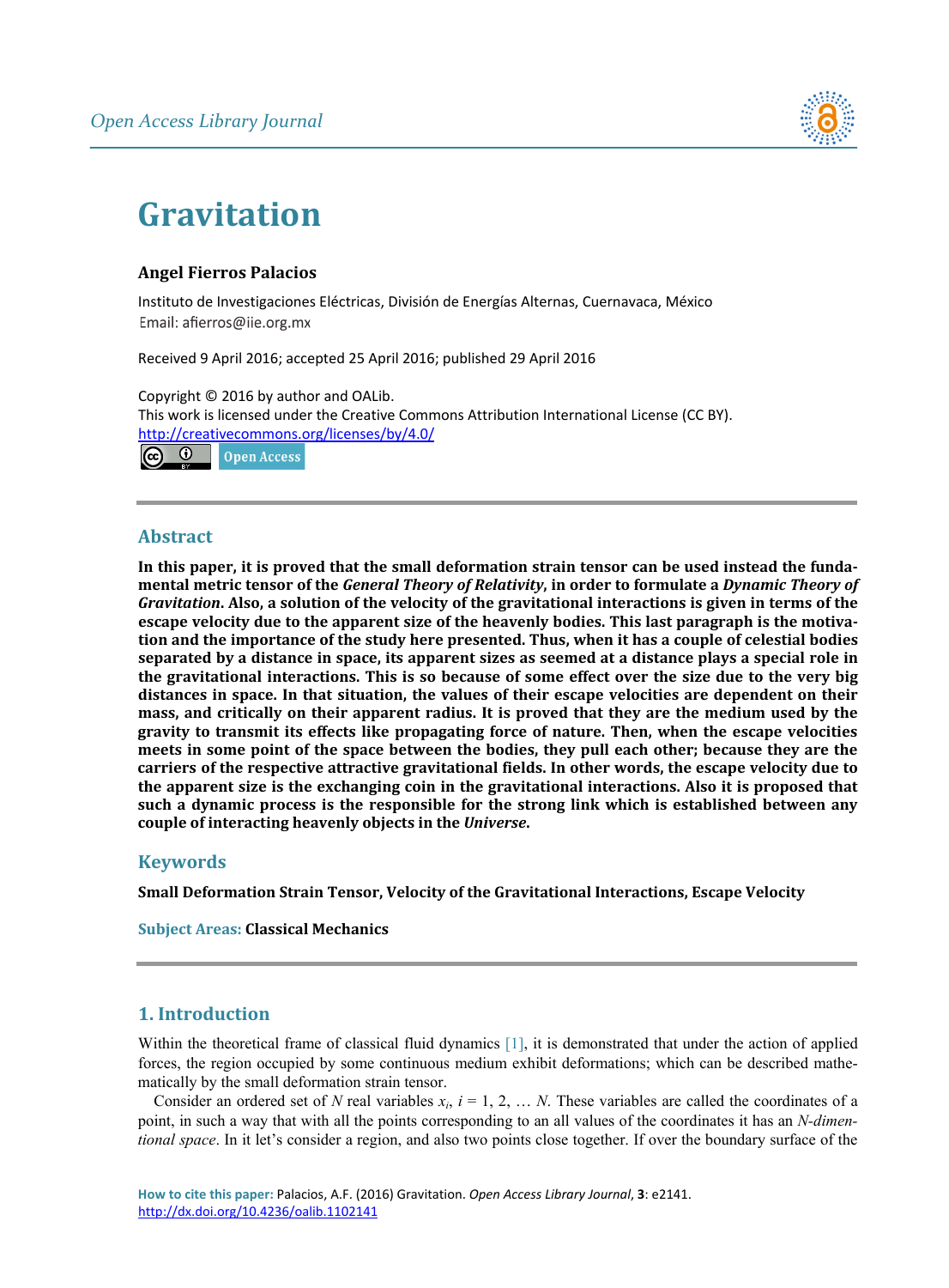# Gravitation

**Angel Fierros Palacios**

Instituto de Investigaciones Eléctricas, División de Energías Alternas, Cuernavaca, México
Email: afierros@iie.org.mx

Received 9 April 2016; accepted 25 April 2016; published 29 April 2016

Copyright © 2016 by author and OALib.
This work is licensed under the Creative Commons Attribution International License (CC BY).
http://creativecommons.org/licenses/by/4.0/

Open Access

## Abstract

**In this paper, it is proved that the small deformation strain tensor can be used instead the fundamental metric tensor of the *General Theory of Relativity*, in order to formulate a *Dynamic Theory of Gravitation*. Also, a solution of the velocity of the gravitational interactions is given in terms of the escape velocity due to the apparent size of the heavenly bodies. This last paragraph is the motivation and the importance of the study here presented. Thus, when it has a couple of celestial bodies separated by a distance in space, its apparent sizes as seemed at a distance plays a special role in the gravitational interactions. This is so because of some effect over the size due to the very big distances in space. In that situation, the values of their escape velocities are dependent on their mass, and critically on their apparent radius. It is proved that they are the medium used by the gravity to transmit its effects like propagating force of nature. Then, when the escape velocities meets in some point of the space between the bodies, they pull each other; because they are the carriers of the respective attractive gravitational fields. In other words, the escape velocity due to the apparent size is the exchanging coin in the gravitational interactions. Also it is proposed that such a dynamic process is the responsible for the strong link which is established between any couple of interacting heavenly objects in the *Universe*.**

## Keywords

**Small Deformation Strain Tensor, Velocity of the Gravitational Interactions, Escape Velocity**

**Subject Areas:** **Classical Mechanics**

## 1. Introduction

Within the theoretical frame of classical fluid dynamics [1], it is demonstrated that under the action of applied forces, the region occupied by some continuous medium exhibit deformations; which can be described mathematically by the small deformation strain tensor.

Consider an ordered set of $N$ real variables $x_i$, $i = 1, 2, \ldots N$. These variables are called the coordinates of a point, in such a way that with all the points corresponding to an all values of the coordinates it has an *N-dimentional space*. In it let's consider a region, and also two points close together. If over the boundary surface of the

How to cite this paper: Palacios, A.F. (2016) Gravitation. *Open Access Library Journal*, **3**: e2141.
http://dx.doi.org/10.4236/oalib.1102141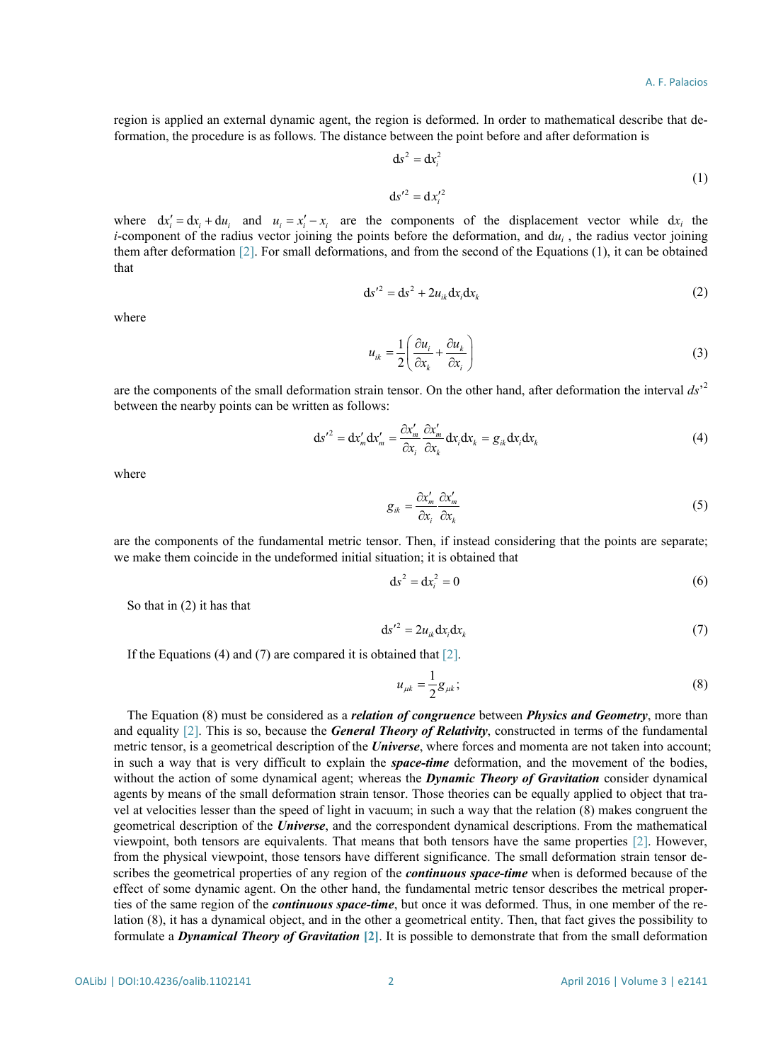region is applied an external dynamic agent, the region is deformed. In order to mathematical describe that deformation, the procedure is as follows. The distance between the point before and after deformation is

$$\mathrm{d}s^2 = \mathrm{d}x_i^2$$
$$\mathrm{d}s'^2 = \mathrm{d}x_i'^2 \tag{1}$$

where $\mathrm{d}x_i' = \mathrm{d}x_i + \mathrm{d}u_i$ and $u_i = x_i' - x_i$ are the components of the displacement vector while $\mathrm{d}x_i$ the $i$-component of the radius vector joining the points before the deformation, and $\mathrm{d}u_i$, the radius vector joining them after deformation [2]. For small deformations, and from the second of the Equations (1), it can be obtained that

$$\mathrm{d}s'^2 = \mathrm{d}s^2 + 2u_{ik}\mathrm{d}x_i\mathrm{d}x_k \tag{2}$$

where

$$u_{ik} = \frac{1}{2}\left(\frac{\partial u_i}{\partial x_k} + \frac{\partial u_k}{\partial x_i}\right) \tag{3}$$

are the components of the small deformation strain tensor. On the other hand, after deformation the interval $ds'^2$ between the nearby points can be written as follows:

$$\mathrm{d}s'^2 = \mathrm{d}x_m'\mathrm{d}x_m' = \frac{\partial x_m'}{\partial x_i}\frac{\partial x_m'}{\partial x_k}\mathrm{d}x_i\mathrm{d}x_k = g_{ik}\mathrm{d}x_i\mathrm{d}x_k \tag{4}$$

where

$$g_{ik} = \frac{\partial x_m'}{\partial x_i}\frac{\partial x_m'}{\partial x_k} \tag{5}$$

are the components of the fundamental metric tensor. Then, if instead considering that the points are separate; we make them coincide in the undeformed initial situation; it is obtained that

$$\mathrm{d}s^2 = \mathrm{d}x_i^2 = 0 \tag{6}$$

So that in (2) it has that

$$\mathrm{d}s'^2 = 2u_{ik}\mathrm{d}x_i\mathrm{d}x_k \tag{7}$$

If the Equations (4) and (7) are compared it is obtained that [2].

$$u_{\mu k} = \frac{1}{2}g_{\mu k}; \tag{8}$$

The Equation (8) must be considered as a ***relation of congruence*** between ***Physics and Geometry***, more than and equality [2]. This is so, because the ***General Theory of Relativity***, constructed in terms of the fundamental metric tensor, is a geometrical description of the ***Universe***, where forces and momenta are not taken into account; in such a way that is very difficult to explain the ***space-time*** deformation, and the movement of the bodies, without the action of some dynamical agent; whereas the ***Dynamic Theory of Gravitation*** consider dynamical agents by means of the small deformation strain tensor. Those theories can be equally applied to object that travel at velocities lesser than the speed of light in vacuum; in such a way that the relation (8) makes congruent the geometrical description of the ***Universe***, and the correspondent dynamical descriptions. From the mathematical viewpoint, both tensors are equivalents. That means that both tensors have the same properties [2]. However, from the physical viewpoint, those tensors have different significance. The small deformation strain tensor describes the geometrical properties of any region of the ***continuous space-time*** when is deformed because of the effect of some dynamic agent. On the other hand, the fundamental metric tensor describes the metrical properties of the same region of the ***continuous space-time***, but once it was deformed. Thus, in one member of the relation (8), it has a dynamical object, and in the other a geometrical entity. Then, that fact gives the possibility to formulate a ***Dynamical Theory of Gravitation*** **[2]**. It is possible to demonstrate that from the small deformation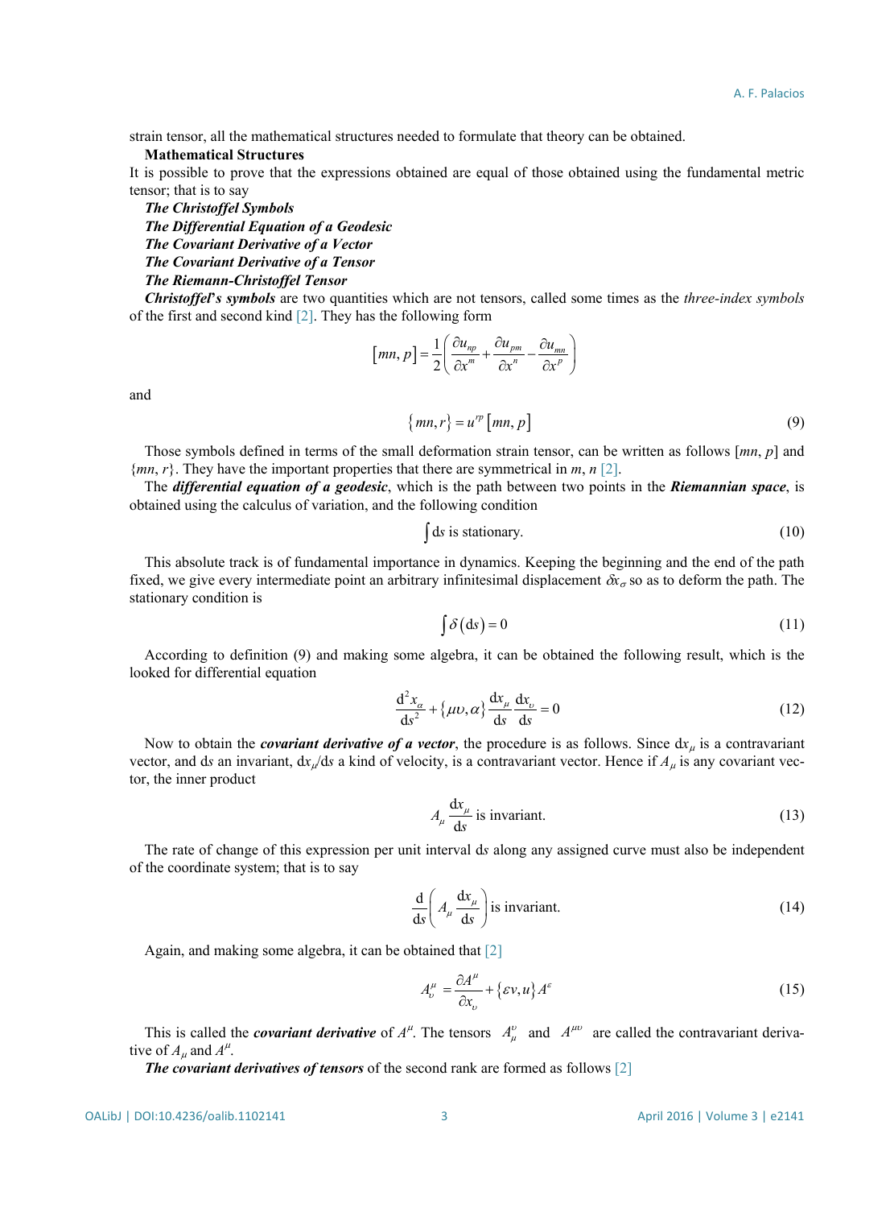strain tensor, all the mathematical structures needed to formulate that theory can be obtained.

**Mathematical Structures**

It is possible to prove that the expressions obtained are equal of those obtained using the fundamental metric tensor; that is to say

***The Christoffel Symbols***

***The Differential Equation of a Geodesic***

***The Covariant Derivative of a Vector***

***The Covariant Derivative of a Tensor***

***The Riemann-Christoffel Tensor***

***Christoffel*'*s symbols*** are two quantities which are not tensors, called some times as the *three-index symbols* of the first and second kind [2]. They has the following form

$$[mn, p] = \frac{1}{2}\left(\frac{\partial u_{np}}{\partial x^m} + \frac{\partial u_{pm}}{\partial x^n} - \frac{\partial u_{mn}}{\partial x^p}\right)$$

and

$$\{mn, r\} = u^{rp}[mn, p] \tag{9}$$

Those symbols defined in terms of the small deformation strain tensor, can be written as follows $[mn, p]$ and $\{mn, r\}$. They have the important properties that there are symmetrical in $m$, $n$ [2].

The ***differential equation of a geodesic***, which is the path between two points in the ***Riemannian space***, is obtained using the calculus of variation, and the following condition

$$\int \mathrm{d}s \text{ is stationary.} \tag{10}$$

This absolute track is of fundamental importance in dynamics. Keeping the beginning and the end of the path fixed, we give every intermediate point an arbitrary infinitesimal displacement $\delta x_\sigma$ so as to deform the path. The stationary condition is

$$\int \delta(\mathrm{d}s) = 0 \tag{11}$$

According to definition (9) and making some algebra, it can be obtained the following result, which is the looked for differential equation

$$\frac{\mathrm{d}^2 x_\alpha}{\mathrm{d}s^2} + \{\mu\upsilon, \alpha\}\frac{\mathrm{d}x_\mu}{\mathrm{d}s}\frac{\mathrm{d}x_\upsilon}{\mathrm{d}s} = 0 \tag{12}$$

Now to obtain the ***covariant derivative of a vector***, the procedure is as follows. Since $\mathrm{d}x_\mu$ is a contravariant vector, and $\mathrm{d}s$ an invariant, $\mathrm{d}x_\mu/\mathrm{d}s$ a kind of velocity, is a contravariant vector. Hence if $A_\mu$ is any covariant vector, the inner product

$$A_\mu \frac{\mathrm{d}x_\mu}{\mathrm{d}s} \text{ is invariant.} \tag{13}$$

The rate of change of this expression per unit interval $\mathrm{d}s$ along any assigned curve must also be independent of the coordinate system; that is to say

$$\frac{\mathrm{d}}{\mathrm{d}s}\left(A_\mu \frac{\mathrm{d}x_\mu}{\mathrm{d}s}\right) \text{ is invariant.} \tag{14}$$

Again, and making some algebra, it can be obtained that [2]

$$A_\upsilon^\mu = \frac{\partial A^\mu}{\partial x_\upsilon} + \{\varepsilon v, u\} A^\varepsilon \tag{15}$$

This is called the ***covariant derivative*** of $A^\mu$. The tensors $A_\mu^\upsilon$ and $A^{\mu\upsilon}$ are called the contravariant derivative of $A_\mu$ and $A^\mu$.

***The covariant derivatives of tensors*** of the second rank are formed as follows [2]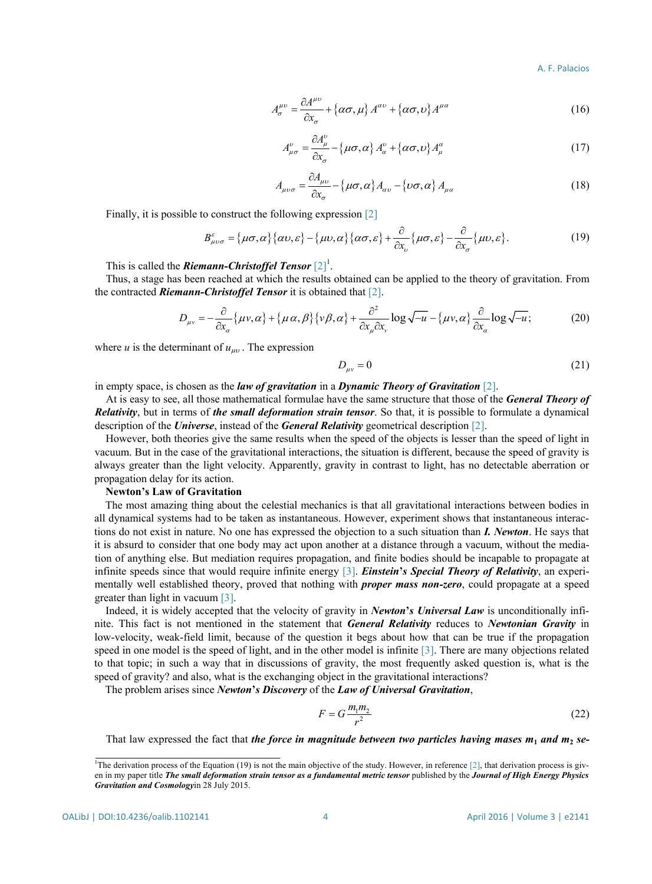$$A^{\mu\upsilon}_{\sigma} = \frac{\partial A^{\mu\upsilon}}{\partial x_{\sigma}} + \{\alpha\sigma, \mu\} A^{\alpha\upsilon} + \{\alpha\sigma, \upsilon\} A^{\mu\alpha} \tag{16}$$

$$A^{\upsilon}_{\mu\sigma} = \frac{\partial A^{\upsilon}_{\mu}}{\partial x_{\sigma}} - \{\mu\sigma, \alpha\} A^{\upsilon}_{\alpha} + \{\alpha\sigma, \upsilon\} A^{\alpha}_{\mu} \tag{17}$$

$$A_{\mu\upsilon\sigma} = \frac{\partial A_{\mu\upsilon}}{\partial x_{\sigma}} - \{\mu\sigma, \alpha\} A_{\alpha\upsilon} - \{\upsilon\sigma, \alpha\} A_{\mu\alpha} \tag{18}$$

Finally, it is possible to construct the following expression [2]

$$B^{\varepsilon}_{\mu\upsilon\sigma} = \{\mu\sigma, \alpha\}\{\alpha\upsilon, \varepsilon\} - \{\mu\upsilon, \alpha\}\{\alpha\sigma, \varepsilon\} + \frac{\partial}{\partial x_{\upsilon}}\{\mu\sigma, \varepsilon\} - \frac{\partial}{\partial x_{\sigma}}\{\mu\upsilon, \varepsilon\}. \tag{19}$$

This is called the ***Riemann-Christoffel Tensor*** [2][1].

Thus, a stage has been reached at which the results obtained can be applied to the theory of gravitation. From the contracted ***Riemann-Christoffel Tensor*** it is obtained that [2].

$$D_{\mu\nu} = -\frac{\partial}{\partial x_{\alpha}}\{\mu\nu, \alpha\} + \{\mu\alpha, \beta\}\{\nu\beta, \alpha\} + \frac{\partial^2}{\partial x_{\mu}\partial x_{\nu}}\log\sqrt{-u} - \{\mu\nu, \alpha\}\frac{\partial}{\partial x_{\alpha}}\log\sqrt{-u}; \tag{20}$$

where $u$ is the determinant of $u_{\mu\upsilon}$. The expression

$$D_{\mu\nu} = 0 \tag{21}$$

in empty space, is chosen as the ***law of gravitation*** in a ***Dynamic Theory of Gravitation*** [2].

At is easy to see, all those mathematical formulae have the same structure that those of the ***General Theory of Relativity***, but in terms of ***the small deformation strain tensor***. So that, it is possible to formulate a dynamical description of the ***Universe***, instead of the ***General Relativity*** geometrical description [2].

However, both theories give the same results when the speed of the objects is lesser than the speed of light in vacuum. But in the case of the gravitational interactions, the situation is different, because the speed of gravity is always greater than the light velocity. Apparently, gravity in contrast to light, has no detectable aberration or propagation delay for its action.

**Newton's Law of Gravitation**

The most amazing thing about the celestial mechanics is that all gravitational interactions between bodies in all dynamical systems had to be taken as instantaneous. However, experiment shows that instantaneous interactions do not exist in nature. No one has expressed the objection to a such situation than ***I. Newton***. He says that it is absurd to consider that one body may act upon another at a distance through a vacuum, without the mediation of anything else. But mediation requires propagation, and finite bodies should be incapable to propagate at infinite speeds since that would require infinite energy [3]. ***Einstein's Special Theory of Relativity***, an experimentally well established theory, proved that nothing with ***proper mass non-zero***, could propagate at a speed greater than light in vacuum [3].

Indeed, it is widely accepted that the velocity of gravity in ***Newton's Universal Law*** is unconditionally infinite. This fact is not mentioned in the statement that ***General Relativity*** reduces to ***Newtonian Gravity*** in low-velocity, weak-field limit, because of the question it begs about how that can be true if the propagation speed in one model is the speed of light, and in the other model is infinite [3]. There are many objections related to that topic; in such a way that in discussions of gravity, the most frequently asked question is, what is the speed of gravity? and also, what is the exchanging object in the gravitational interactions?

The problem arises since ***Newton's Discovery*** of the ***Law of Universal Gravitation***,

$$F = G\frac{m_1 m_2}{r^2} \tag{22}$$

That law expressed the fact that ***the force in magnitude between two particles having mases $m_1$ and $m_2$ se-***

---

[1] The derivation process of the Equation (19) is not the main objective of the study. However, in reference [2], that derivation process is given in my paper title ***The small deformation strain tensor as a fundamental metric tensor*** published by the ***Journal of High Energy Physics Gravitation and Cosmology***in 28 July 2015.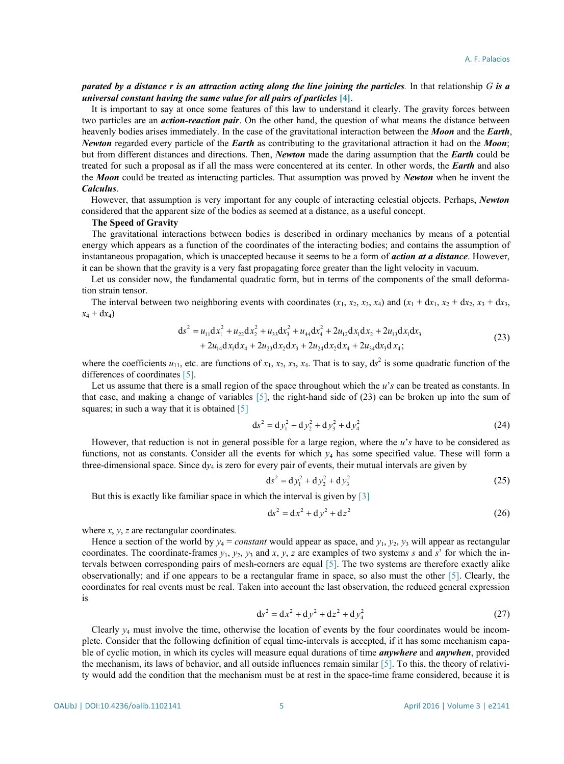***parated by a distance r is an attraction acting along the line joining the particles***. In that relationship *G* ***is a universal constant having the same value for all pairs of particles*** [4].

It is important to say at once some features of this law to understand it clearly. The gravity forces between two particles are an ***action-reaction pair***. On the other hand, the question of what means the distance between heavenly bodies arises immediately. In the case of the gravitational interaction between the ***Moon*** and the ***Earth***, ***Newton*** regarded every particle of the ***Earth*** as contributing to the gravitational attraction it had on the ***Moon***; but from different distances and directions. Then, ***Newton*** made the daring assumption that the ***Earth*** could be treated for such a proposal as if all the mass were concentered at its center. In other words, the ***Earth*** and also the ***Moon*** could be treated as interacting particles. That assumption was proved by ***Newton*** when he invent the ***Calculus***.

However, that assumption is very important for any couple of interacting celestial objects. Perhaps, ***Newton*** considered that the apparent size of the bodies as seemed at a distance, as a useful concept.

**The Speed of Gravity**

The gravitational interactions between bodies is described in ordinary mechanics by means of a potential energy which appears as a function of the coordinates of the interacting bodies; and contains the assumption of instantaneous propagation, which is unaccepted because it seems to be a form of ***action at a distance***. However, it can be shown that the gravity is a very fast propagating force greater than the light velocity in vacuum.

Let us consider now, the fundamental quadratic form, but in terms of the components of the small deformation strain tensor.

The interval between two neighboring events with coordinates ($x_1$, $x_2$, $x_3$, $x_4$) and ($x_1 + \mathrm{d}x_1$, $x_2 + \mathrm{d}x_2$, $x_3 + \mathrm{d}x_3$, $x_4 + \mathrm{d}x_4$)

$$\mathrm{d}s^2 = u_{11}\mathrm{d}x_1^2 + u_{22}\mathrm{d}x_2^2 + u_{33}\mathrm{d}x_3^2 + u_{44}\mathrm{d}x_4^2 + 2u_{12}\mathrm{d}x_1\mathrm{d}x_2 + 2u_{13}\mathrm{d}x_1\mathrm{d}x_3 + 2u_{14}\mathrm{d}x_1\mathrm{d}x_4 + 2u_{23}\mathrm{d}x_2\mathrm{d}x_3 + 2u_{24}\mathrm{d}x_2\mathrm{d}x_4 + 2u_{34}\mathrm{d}x_3\mathrm{d}x_4; \tag{23}$$

where the coefficients $u_{11}$, etc. are functions of $x_1$, $x_2$, $x_3$, $x_4$. That is to say, $\mathrm{d}s^2$ is some quadratic function of the differences of coordinates [5].

Let us assume that there is a small region of the space throughout which the *u*'*s* can be treated as constants. In that case, and making a change of variables [5], the right-hand side of (23) can be broken up into the sum of squares; in such a way that it is obtained [5]

$$\mathrm{d}s^2 = \mathrm{d}y_1^2 + \mathrm{d}y_2^2 + \mathrm{d}y_3^2 + \mathrm{d}y_4^2 \tag{24}$$

However, that reduction is not in general possible for a large region, where the *u*'*s* have to be considered as functions, not as constants. Consider all the events for which $y_4$ has some specified value. These will form a three-dimensional space. Since $\mathrm{d}y_4$ is zero for every pair of events, their mutual intervals are given by

$$\mathrm{d}s^2 = \mathrm{d}y_1^2 + \mathrm{d}y_2^2 + \mathrm{d}y_3^2 \tag{25}$$

But this is exactly like familiar space in which the interval is given by [3]

$$\mathrm{d}s^2 = \mathrm{d}x^2 + \mathrm{d}y^2 + \mathrm{d}z^2 \tag{26}$$

where *x*, *y*, *z* are rectangular coordinates.

Hence a section of the world by $y_4 = constant$ would appear as space, and $y_1$, $y_2$, $y_3$ will appear as rectangular coordinates. The coordinate-frames $y_1$, $y_2$, $y_3$ and *x*, *y*, *z* are examples of two system*s s* and *s*' for which the intervals between corresponding pairs of mesh-corners are equal [5]. The two systems are therefore exactly alike observationally; and if one appears to be a rectangular frame in space, so also must the other [5]. Clearly, the coordinates for real events must be real. Taken into account the last observation, the reduced general expression is

$$\mathrm{d}s^2 = \mathrm{d}x^2 + \mathrm{d}y^2 + \mathrm{d}z^2 + \mathrm{d}y_4^2 \tag{27}$$

Clearly $y_4$ must involve the time, otherwise the location of events by the four coordinates would be incomplete. Consider that the following definition of equal time-intervals is accepted, if it has some mechanism capable of cyclic motion, in which its cycles will measure equal durations of time ***anywhere*** and ***anywhen***, provided the mechanism, its laws of behavior, and all outside influences remain similar [5]. To this, the theory of relativity would add the condition that the mechanism must be at rest in the space-time frame considered, because it is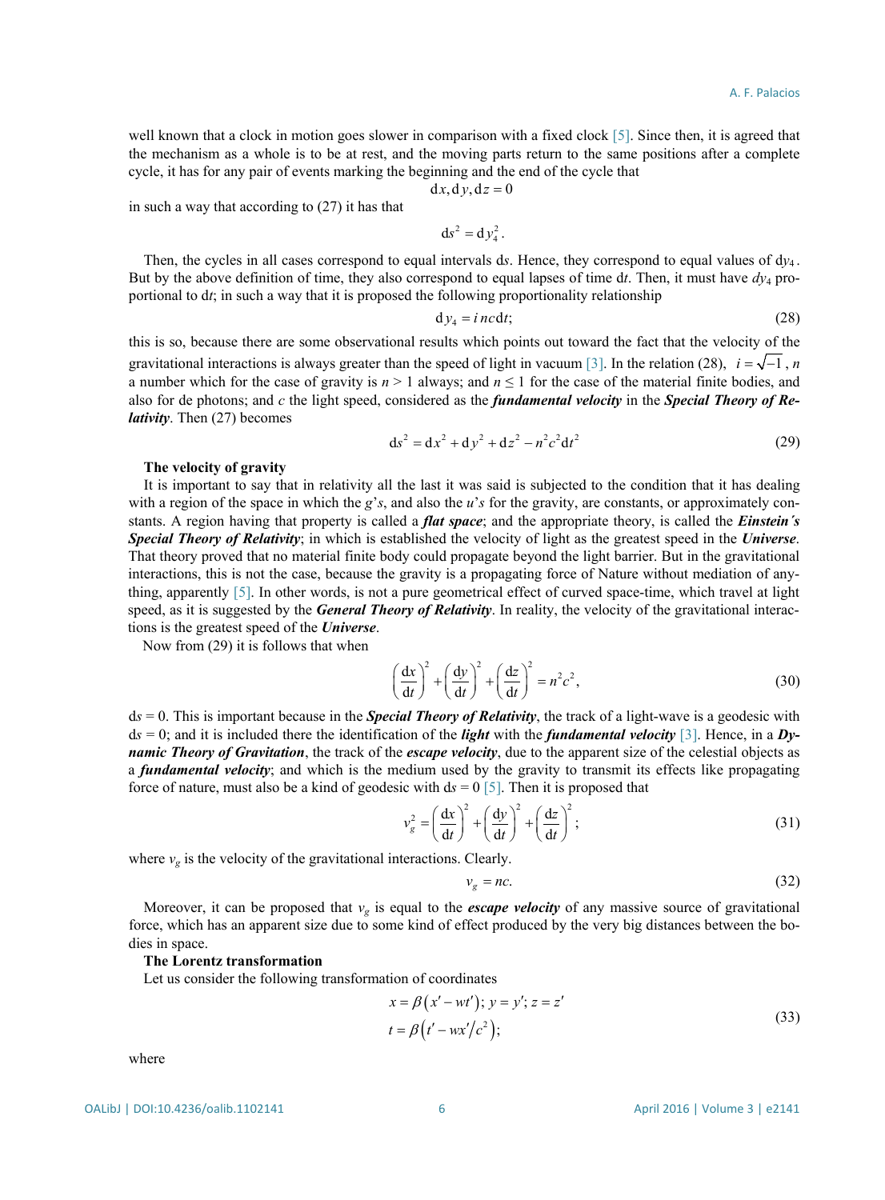well known that a clock in motion goes slower in comparison with a fixed clock [5]. Since then, it is agreed that the mechanism as a whole is to be at rest, and the moving parts return to the same positions after a complete cycle, it has for any pair of events marking the beginning and the end of the cycle that

$$\mathrm{d}x, \mathrm{d}y, \mathrm{d}z = 0$$

in such a way that according to (27) it has that

$$\mathrm{d}s^2 = \mathrm{d}y_4^2.$$

Then, the cycles in all cases correspond to equal intervals d$s$. Hence, they correspond to equal values of d$y_4$. But by the above definition of time, they also correspond to equal lapses of time d$t$. Then, it must have $dy_4$ proportional to d$t$; in such a way that it is proposed the following proportionality relationship

$$\mathrm{d}y_4 = inc\,\mathrm{d}t; \tag{28}$$

this is so, because there are some observational results which points out toward the fact that the velocity of the gravitational interactions is always greater than the speed of light in vacuum [3]. In the relation (28), $i = \sqrt{-1}$, $n$ a number which for the case of gravity is $n > 1$ always; and $n \le 1$ for the case of the material finite bodies, and also for de photons; and $c$ the light speed, considered as the ***fundamental velocity*** in the ***Special Theory of Relativity***. Then (27) becomes

$$\mathrm{d}s^2 = \mathrm{d}x^2 + \mathrm{d}y^2 + \mathrm{d}z^2 - n^2c^2\mathrm{d}t^2 \tag{29}$$

**The velocity of gravity**

It is important to say that in relativity all the last it was said is subjected to the condition that it has dealing with a region of the space in which the $g$'*s*, and also the $u$'*s* for the gravity, are constants, or approximately constants. A region having that property is called a ***flat space***; and the appropriate theory, is called the ***Einstein´s Special Theory of Relativity***; in which is established the velocity of light as the greatest speed in the ***Universe***. That theory proved that no material finite body could propagate beyond the light barrier. But in the gravitational interactions, this is not the case, because the gravity is a propagating force of Nature without mediation of anything, apparently [5]. In other words, is not a pure geometrical effect of curved space-time, which travel at light speed, as it is suggested by the ***General Theory of Relativity***. In reality, the velocity of the gravitational interactions is the greatest speed of the ***Universe***.

Now from (29) it is follows that when

$$\left(\frac{\mathrm{d}x}{\mathrm{d}t}\right)^2 + \left(\frac{\mathrm{d}y}{\mathrm{d}t}\right)^2 + \left(\frac{\mathrm{d}z}{\mathrm{d}t}\right)^2 = n^2c^2, \tag{30}$$

d$s$ = 0. This is important because in the ***Special Theory of Relativity***, the track of a light-wave is a geodesic with d$s$ = 0; and it is included there the identification of the ***light*** with the ***fundamental velocity*** [3]. Hence, in a ***Dynamic Theory of Gravitation***, the track of the ***escape velocity***, due to the apparent size of the celestial objects as a ***fundamental velocity***; and which is the medium used by the gravity to transmit its effects like propagating force of nature, must also be a kind of geodesic with d$s$ = 0 [5]. Then it is proposed that

$$v_g^2 = \left(\frac{\mathrm{d}x}{\mathrm{d}t}\right)^2 + \left(\frac{\mathrm{d}y}{\mathrm{d}t}\right)^2 + \left(\frac{\mathrm{d}z}{\mathrm{d}t}\right)^2; \tag{31}$$

where $v_g$ is the velocity of the gravitational interactions. Clearly.

$$v_g = nc. \tag{32}$$

Moreover, it can be proposed that $v_g$ is equal to the ***escape velocity*** of any massive source of gravitational force, which has an apparent size due to some kind of effect produced by the very big distances between the bodies in space.

**The Lorentz transformation**

Let us consider the following transformation of coordinates

$$\begin{aligned} x &= \beta\left(x' - wt'\right);\ y = y';\ z = z' \\ t &= \beta\left(t' - wx'/c^2\right); \end{aligned} \tag{33}$$

where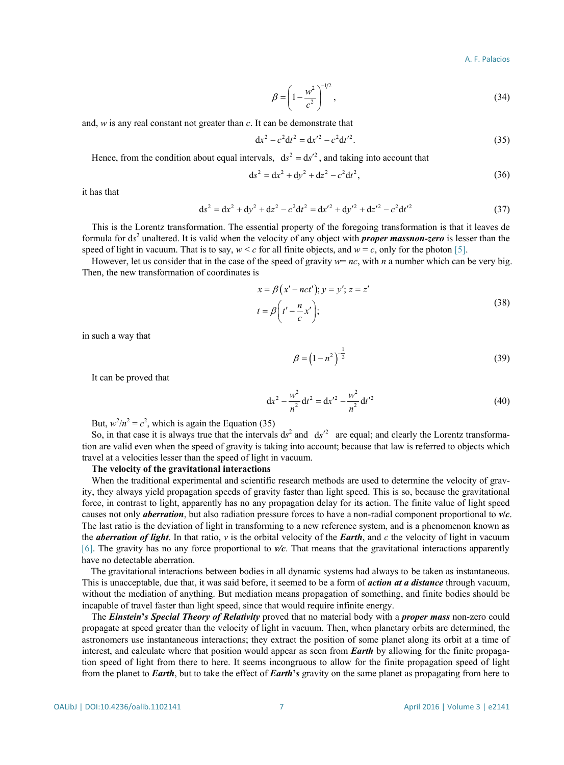$$\beta = \left(1 - \frac{w^2}{c^2}\right)^{-1/2}, \tag{34}$$

and, $w$ is any real constant not greater than $c$. It can be demonstrate that

$$\mathrm{d}x^2 - c^2\mathrm{d}t^2 = \mathrm{d}x'^2 - c^2\mathrm{d}t'^2. \tag{35}$$

Hence, from the condition about equal intervals, $\mathrm{d}s^2 = \mathrm{d}s'^2$, and taking into account that

$$\mathrm{d}s^2 = \mathrm{d}x^2 + \mathrm{d}y^2 + \mathrm{d}z^2 - c^2\mathrm{d}t^2, \tag{36}$$

it has that

$$\mathrm{d}s^2 = \mathrm{d}x^2 + \mathrm{d}y^2 + \mathrm{d}z^2 - c^2\mathrm{d}t^2 = \mathrm{d}x'^2 + \mathrm{d}y'^2 + \mathrm{d}z'^2 - c^2\mathrm{d}t'^2 \tag{37}$$

This is the Lorentz transformation. The essential property of the foregoing transformation is that it leaves de formula for $\mathrm{d}s^2$ unaltered. It is valid when the velocity of any object with ***proper massnon-zero*** is lesser than the speed of light in vacuum. That is to say, $w < c$ for all finite objects, and $w = c$, only for the photon [5].

However, let us consider that in the case of the speed of gravity $w = nc$, with $n$ a number which can be very big. Then, the new transformation of coordinates is

$$\begin{aligned} &x = \beta\left(x' - nct'\right);\ y = y';\ z = z' \\ &t = \beta\left(t' - \frac{n}{c}x'\right); \end{aligned} \tag{38}$$

in such a way that

$$\beta = \left(1 - n^2\right)^{-\frac{1}{2}} \tag{39}$$

It can be proved that

$$\mathrm{d}x^2 - \frac{w^2}{n^2}\mathrm{d}t^2 = \mathrm{d}x'^2 - \frac{w^2}{n^2}\mathrm{d}t'^2 \tag{40}$$

But, $w^2/n^2 = c^2$, which is again the Equation (35)

So, in that case it is always true that the intervals $\mathrm{d}s^2$ and $\mathrm{d}s'^2$ are equal; and clearly the Lorentz transformation are valid even when the speed of gravity is taking into account; because that law is referred to objects which travel at a velocities lesser than the speed of light in vacuum.

**The velocity of the gravitational interactions**

When the traditional experimental and scientific research methods are used to determine the velocity of gravity, they always yield propagation speeds of gravity faster than light speed. This is so, because the gravitational force, in contrast to light, apparently has no any propagation delay for its action. The finite value of light speed causes not only ***aberration***, but also radiation pressure forces to have a non-radial component proportional to $\boldsymbol{v}/\boldsymbol{c}$. The last ratio is the deviation of light in transforming to a new reference system, and is a phenomenon known as the ***aberration of light***. In that ratio, $v$ is the orbital velocity of the ***Earth***, and $c$ the velocity of light in vacuum [6]. The gravity has no any force proportional to $\boldsymbol{v}/\boldsymbol{c}$. That means that the gravitational interactions apparently have no detectable aberration.

The gravitational interactions between bodies in all dynamic systems had always to be taken as instantaneous. This is unacceptable, due that, it was said before, it seemed to be a form of ***action at a distance*** through vacuum, without the mediation of anything. But mediation means propagation of something, and finite bodies should be incapable of travel faster than light speed, since that would require infinite energy.

The ***Einstein's Special Theory of Relativity*** proved that no material body with a ***proper mass*** non-zero could propagate at speed greater than the velocity of light in vacuum. Then, when planetary orbits are determined, the astronomers use instantaneous interactions; they extract the position of some planet along its orbit at a time of interest, and calculate where that position would appear as seen from ***Earth*** by allowing for the finite propagation speed of light from there to here. It seems incongruous to allow for the finite propagation speed of light from the planet to ***Earth***, but to take the effect of ***Earth's*** gravity on the same planet as propagating from here to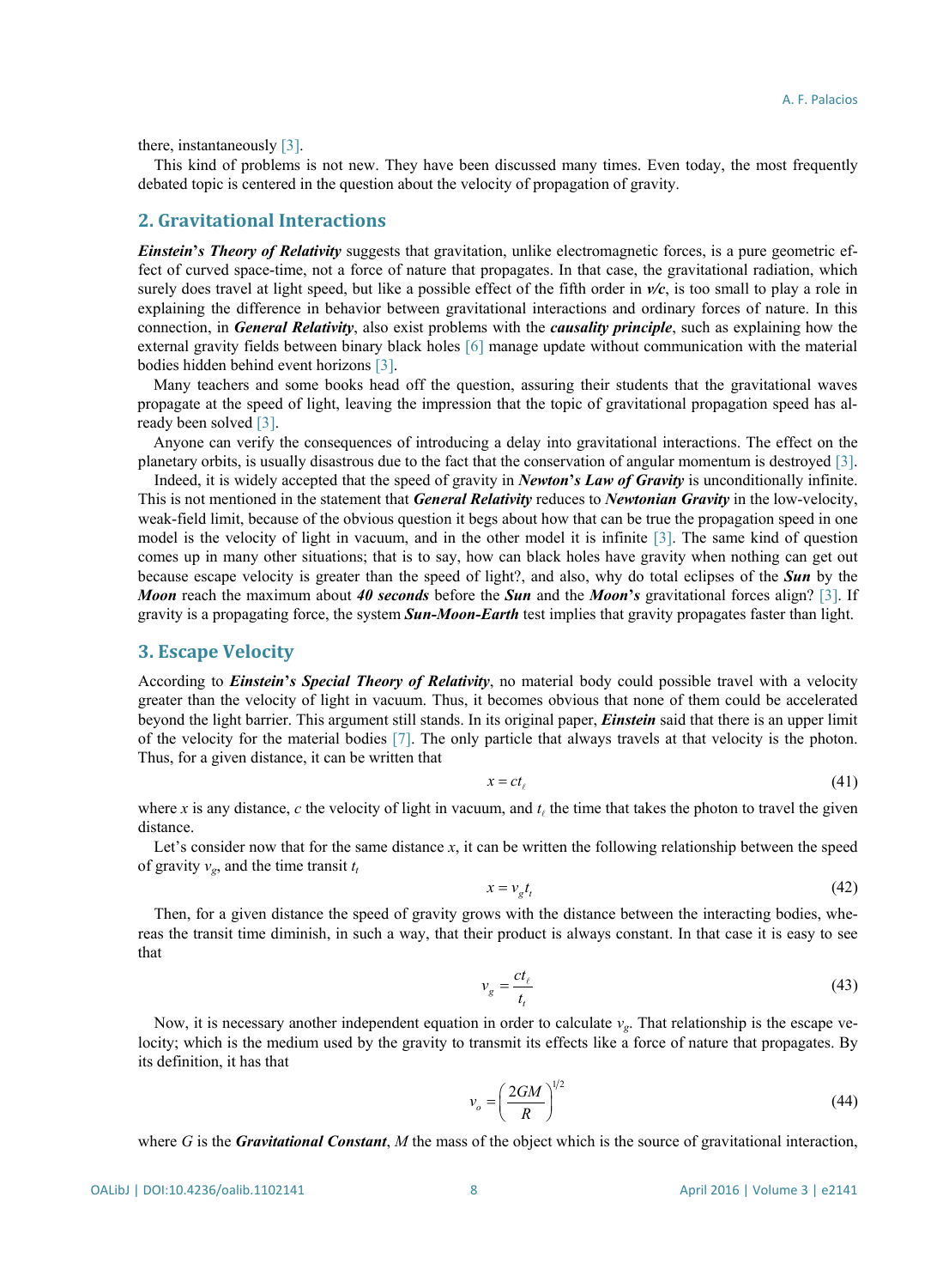there, instantaneously [3].

This kind of problems is not new. They have been discussed many times. Even today, the most frequently debated topic is centered in the question about the velocity of propagation of gravity.

## 2. Gravitational Interactions

***Einstein's Theory of Relativity*** suggests that gravitation, unlike electromagnetic forces, is a pure geometric effect of curved space-time, not a force of nature that propagates. In that case, the gravitational radiation, which surely does travel at light speed, but like a possible effect of the fifth order in ***v/c***, is too small to play a role in explaining the difference in behavior between gravitational interactions and ordinary forces of nature. In this connection, in ***General Relativity***, also exist problems with the ***causality principle***, such as explaining how the external gravity fields between binary black holes [6] manage update without communication with the material bodies hidden behind event horizons [3].

Many teachers and some books head off the question, assuring their students that the gravitational waves propagate at the speed of light, leaving the impression that the topic of gravitational propagation speed has already been solved [3].

Anyone can verify the consequences of introducing a delay into gravitational interactions. The effect on the planetary orbits, is usually disastrous due to the fact that the conservation of angular momentum is destroyed [3].

Indeed, it is widely accepted that the speed of gravity in ***Newton's Law of Gravity*** is unconditionally infinite. This is not mentioned in the statement that ***General Relativity*** reduces to ***Newtonian Gravity*** in the low-velocity, weak-field limit, because of the obvious question it begs about how that can be true the propagation speed in one model is the velocity of light in vacuum, and in the other model it is infinite [3]. The same kind of question comes up in many other situations; that is to say, how can black holes have gravity when nothing can get out because escape velocity is greater than the speed of light?, and also, why do total eclipses of the ***Sun*** by the ***Moon*** reach the maximum about ***40 seconds*** before the ***Sun*** and the ***Moon's*** gravitational forces align? [3]. If gravity is a propagating force, the system ***Sun-Moon-Earth*** test implies that gravity propagates faster than light.

## 3. Escape Velocity

According to ***Einstein's Special Theory of Relativity***, no material body could possible travel with a velocity greater than the velocity of light in vacuum. Thus, it becomes obvious that none of them could be accelerated beyond the light barrier. This argument still stands. In its original paper, ***Einstein*** said that there is an upper limit of the velocity for the material bodies [7]. The only particle that always travels at that velocity is the photon. Thus, for a given distance, it can be written that

$$x = ct_\ell \tag{41}$$

where $x$ is any distance, $c$ the velocity of light in vacuum, and $t_\ell$ the time that takes the photon to travel the given distance.

Let's consider now that for the same distance $x$, it can be written the following relationship between the speed of gravity $v_g$, and the time transit $t_t$

$$x = v_g t_t \tag{42}$$

Then, for a given distance the speed of gravity grows with the distance between the interacting bodies, whereas the transit time diminish, in such a way, that their product is always constant. In that case it is easy to see that

$$v_g = \frac{ct_\ell}{t_t} \tag{43}$$

Now, it is necessary another independent equation in order to calculate $v_g$. That relationship is the escape velocity; which is the medium used by the gravity to transmit its effects like a force of nature that propagates. By its definition, it has that

$$v_o = \left(\frac{2GM}{R}\right)^{1/2} \tag{44}$$

where $G$ is the ***Gravitational Constant***, $M$ the mass of the object which is the source of gravitational interaction,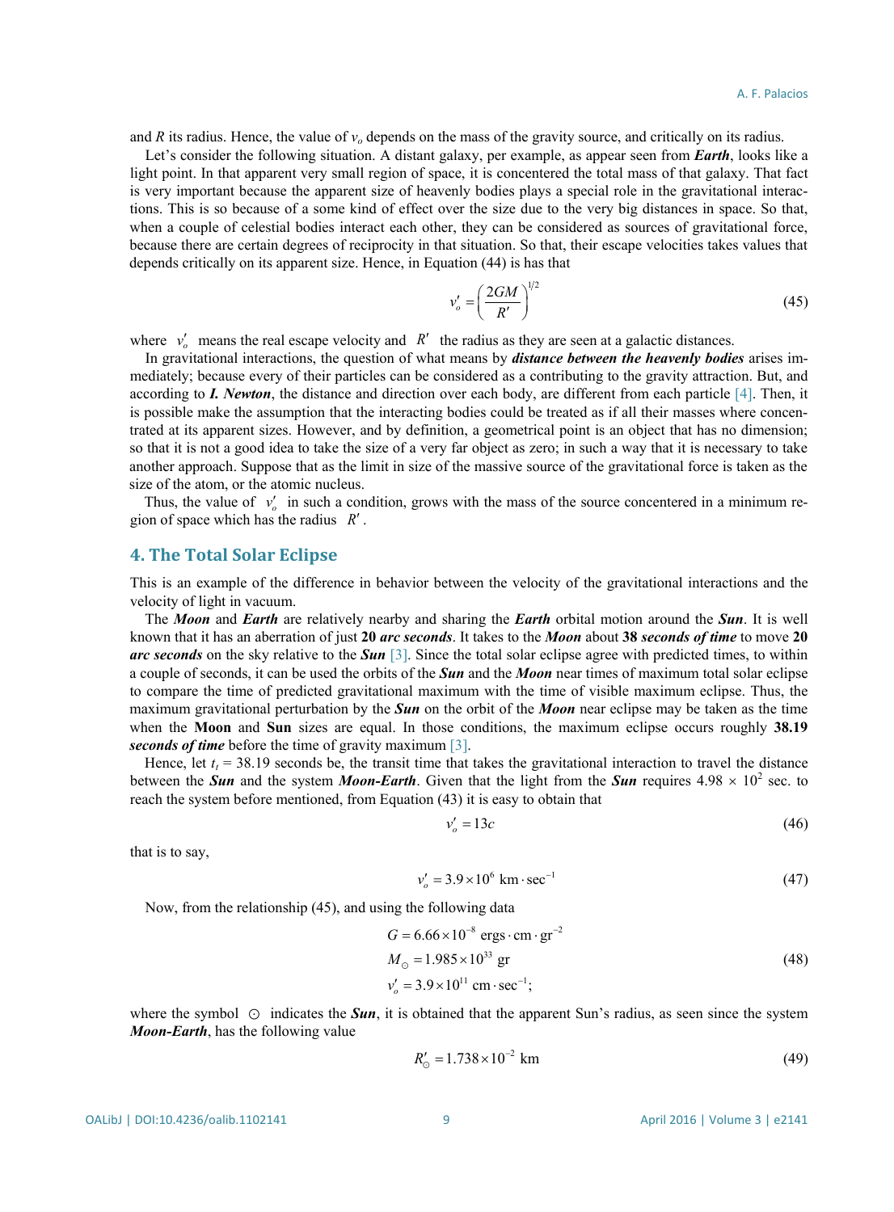and $R$ its radius. Hence, the value of $v_o$ depends on the mass of the gravity source, and critically on its radius.

Let's consider the following situation. A distant galaxy, per example, as appear seen from ***Earth***, looks like a light point. In that apparent very small region of space, it is concentered the total mass of that galaxy. That fact is very important because the apparent size of heavenly bodies plays a special role in the gravitational interactions. This is so because of a some kind of effect over the size due to the very big distances in space. So that, when a couple of celestial bodies interact each other, they can be considered as sources of gravitational force, because there are certain degrees of reciprocity in that situation. So that, their escape velocities takes values that depends critically on its apparent size. Hence, in Equation (44) is has that

$$v'_o = \left(\frac{2GM}{R'}\right)^{1/2} \tag{45}$$

where $v'_o$ means the real escape velocity and $R'$ the radius as they are seen at a galactic distances.

In gravitational interactions, the question of what means by ***distance between the heavenly bodies*** arises immediately; because every of their particles can be considered as a contributing to the gravity attraction. But, and according to ***I. Newton***, the distance and direction over each body, are different from each particle [4]. Then, it is possible make the assumption that the interacting bodies could be treated as if all their masses where concentrated at its apparent sizes. However, and by definition, a geometrical point is an object that has no dimension; so that it is not a good idea to take the size of a very far object as zero; in such a way that it is necessary to take another approach. Suppose that as the limit in size of the massive source of the gravitational force is taken as the size of the atom, or the atomic nucleus.

Thus, the value of $v'_o$ in such a condition, grows with the mass of the source concentered in a minimum region of space which has the radius $R'$.

## 4. The Total Solar Eclipse

This is an example of the difference in behavior between the velocity of the gravitational interactions and the velocity of light in vacuum.

The ***Moon*** and ***Earth*** are relatively nearby and sharing the ***Earth*** orbital motion around the ***Sun***. It is well known that it has an aberration of just **20** ***arc seconds***. It takes to the ***Moon*** about **38** ***seconds of time*** to move **20** ***arc seconds*** on the sky relative to the ***Sun*** [3]. Since the total solar eclipse agree with predicted times, to within a couple of seconds, it can be used the orbits of the ***Sun*** and the ***Moon*** near times of maximum total solar eclipse to compare the time of predicted gravitational maximum with the time of visible maximum eclipse. Thus, the maximum gravitational perturbation by the ***Sun*** on the orbit of the ***Moon*** near eclipse may be taken as the time when the **Moon** and **Sun** sizes are equal. In those conditions, the maximum eclipse occurs roughly **38.19** ***seconds of time*** before the time of gravity maximum [3].

Hence, let $t_t = 38.19$ seconds be, the transit time that takes the gravitational interaction to travel the distance between the ***Sun*** and the system ***Moon-Earth***. Given that the light from the ***Sun*** requires $4.98 \times 10^2$ sec. to reach the system before mentioned, from Equation (43) it is easy to obtain that

$$v'_o = 13c \tag{46}$$

that is to say,

$$v'_o = 3.9 \times 10^6 \text{ km} \cdot \text{sec}^{-1} \tag{47}$$

Now, from the relationship (45), and using the following data

$$\begin{aligned} G &= 6.66 \times 10^{-8} \text{ ergs} \cdot \text{cm} \cdot \text{gr}^{-2} \\ M_\odot &= 1.985 \times 10^{33} \text{ gr} \\ v'_o &= 3.9 \times 10^{11} \text{ cm} \cdot \text{sec}^{-1}; \end{aligned} \tag{48}$$

where the symbol $\odot$ indicates the ***Sun***, it is obtained that the apparent Sun's radius, as seen since the system ***Moon-Earth***, has the following value

$$R'_\odot = 1.738 \times 10^{-2} \text{ km} \tag{49}$$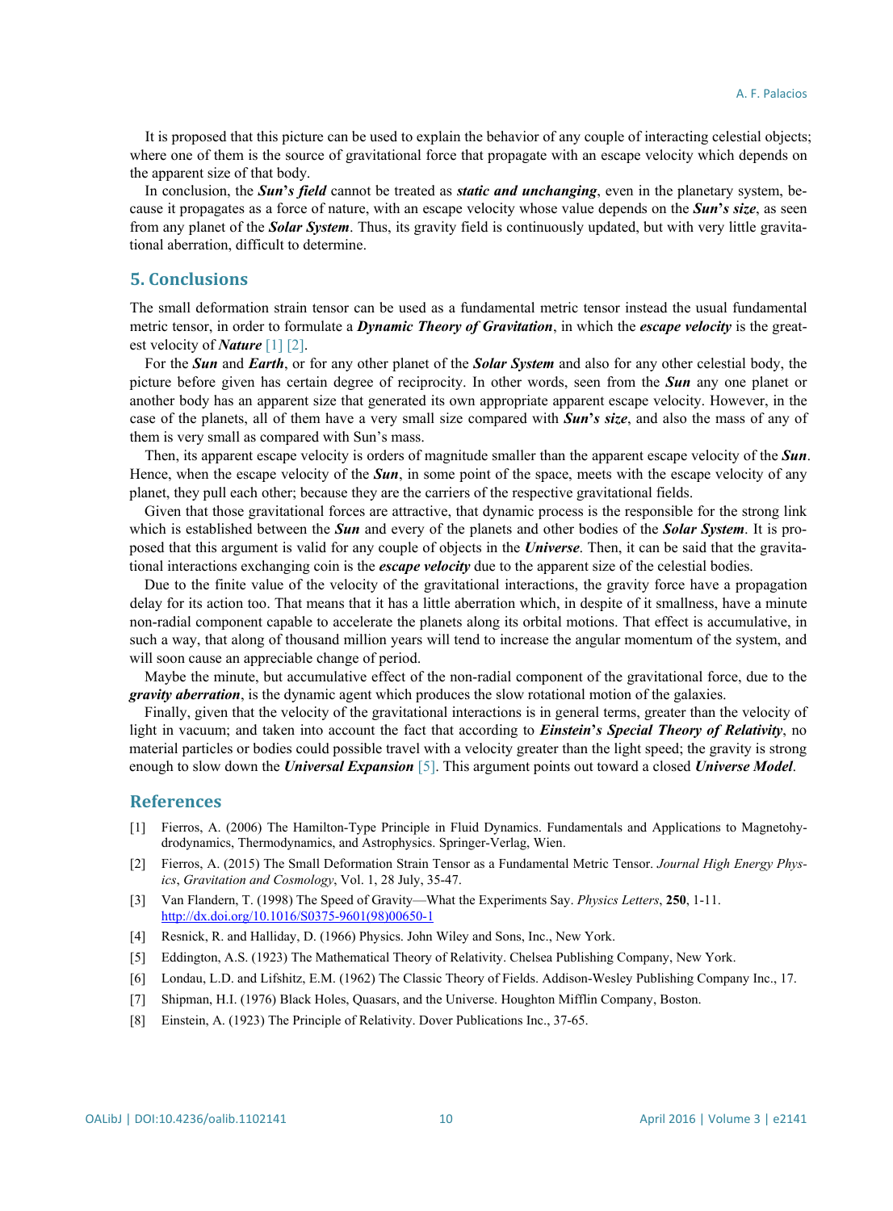It is proposed that this picture can be used to explain the behavior of any couple of interacting celestial objects; where one of them is the source of gravitational force that propagate with an escape velocity which depends on the apparent size of that body.

In conclusion, the ***Sun*****'*****s field*** cannot be treated as ***static and unchanging***, even in the planetary system, because it propagates as a force of nature, with an escape velocity whose value depends on the ***Sun*****'*****s size***, as seen from any planet of the ***Solar System***. Thus, its gravity field is continuously updated, but with very little gravitational aberration, difficult to determine.

## 5. Conclusions

The small deformation strain tensor can be used as a fundamental metric tensor instead the usual fundamental metric tensor, in order to formulate a ***Dynamic Theory of Gravitation***, in which the ***escape velocity*** is the greatest velocity of ***Nature*** [1] [2].

For the ***Sun*** and ***Earth***, or for any other planet of the ***Solar System*** and also for any other celestial body, the picture before given has certain degree of reciprocity. In other words, seen from the ***Sun*** any one planet or another body has an apparent size that generated its own appropriate apparent escape velocity. However, in the case of the planets, all of them have a very small size compared with ***Sun*****'*****s size***, and also the mass of any of them is very small as compared with Sun's mass.

Then, its apparent escape velocity is orders of magnitude smaller than the apparent escape velocity of the ***Sun***. Hence, when the escape velocity of the ***Sun***, in some point of the space, meets with the escape velocity of any planet, they pull each other; because they are the carriers of the respective gravitational fields.

Given that those gravitational forces are attractive, that dynamic process is the responsible for the strong link which is established between the ***Sun*** and every of the planets and other bodies of the ***Solar System***. It is proposed that this argument is valid for any couple of objects in the ***Universe***. Then, it can be said that the gravitational interactions exchanging coin is the ***escape velocity*** due to the apparent size of the celestial bodies.

Due to the finite value of the velocity of the gravitational interactions, the gravity force have a propagation delay for its action too. That means that it has a little aberration which, in despite of it smallness, have a minute non-radial component capable to accelerate the planets along its orbital motions. That effect is accumulative, in such a way, that along of thousand million years will tend to increase the angular momentum of the system, and will soon cause an appreciable change of period.

Maybe the minute, but accumulative effect of the non-radial component of the gravitational force, due to the ***gravity aberration***, is the dynamic agent which produces the slow rotational motion of the galaxies.

Finally, given that the velocity of the gravitational interactions is in general terms, greater than the velocity of light in vacuum; and taken into account the fact that according to ***Einstein*****'*****s Special Theory of Relativity***, no material particles or bodies could possible travel with a velocity greater than the light speed; the gravity is strong enough to slow down the ***Universal Expansion*** [5]. This argument points out toward a closed ***Universe Model***.

## References

[1] Fierros, A. (2006) The Hamilton-Type Principle in Fluid Dynamics. Fundamentals and Applications to Magnetohydrodynamics, Thermodynamics, and Astrophysics. Springer-Verlag, Wien.

[2] Fierros, A. (2015) The Small Deformation Strain Tensor as a Fundamental Metric Tensor. *Journal High Energy Physics*, *Gravitation and Cosmology*, Vol. 1, 28 July, 35-47.

[3] Van Flandern, T. (1998) The Speed of Gravity—What the Experiments Say. *Physics Letters*, **250**, 1-11. http://dx.doi.org/10.1016/S0375-9601(98)00650-1

[4] Resnick, R. and Halliday, D. (1966) Physics. John Wiley and Sons, Inc., New York.

[5] Eddington, A.S. (1923) The Mathematical Theory of Relativity. Chelsea Publishing Company, New York.

[6] Londau, L.D. and Lifshitz, E.M. (1962) The Classic Theory of Fields. Addison-Wesley Publishing Company Inc., 17.

[7] Shipman, H.I. (1976) Black Holes, Quasars, and the Universe. Houghton Mifflin Company, Boston.

[8] Einstein, A. (1923) The Principle of Relativity. Dover Publications Inc., 37-65.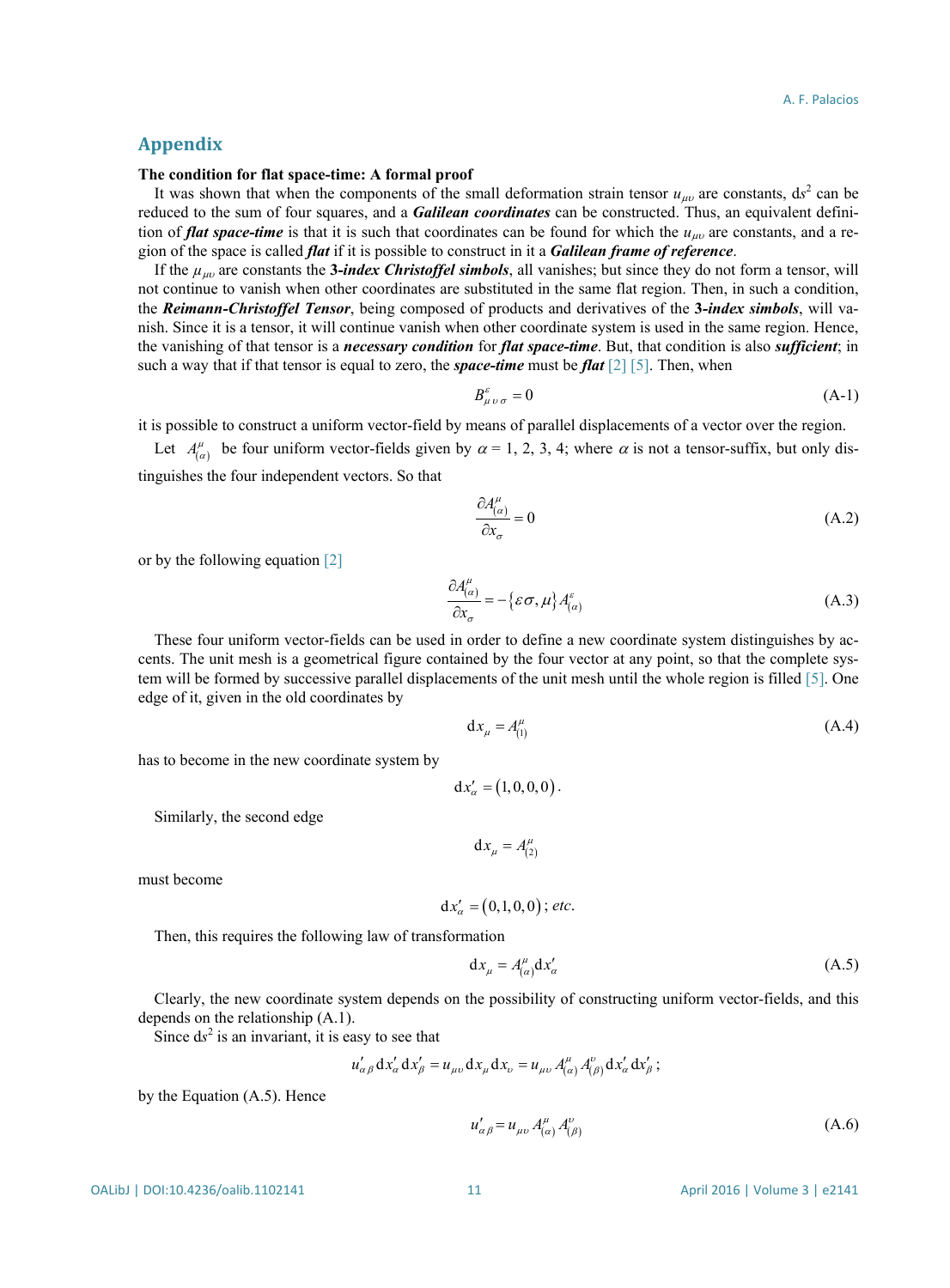## Appendix

**The condition for flat space-time: A formal proof**

It was shown that when the components of the small deformation strain tensor $u_{\mu\upsilon}$ are constants, $ds^2$ can be reduced to the sum of four squares, and a ***Galilean coordinates*** can be constructed. Thus, an equivalent definition of ***flat space-time*** is that it is such that coordinates can be found for which the $u_{\mu\upsilon}$ are constants, and a region of the space is called ***flat*** if it is possible to construct in it a ***Galilean frame of reference***.

If the $\mu_{\mu\upsilon}$ are constants the **3-*index Christoffel simbols***, all vanishes; but since they do not form a tensor, will not continue to vanish when other coordinates are substituted in the same flat region. Then, in such a condition, the ***Reimann-Christoffel Tensor***, being composed of products and derivatives of the **3-*index simbols***, will vanish. Since it is a tensor, it will continue vanish when other coordinate system is used in the same region. Hence, the vanishing of that tensor is a ***necessary condition*** for ***flat space-time***. But, that condition is also ***sufficient***; in such a way that if that tensor is equal to zero, the ***space-time*** must be ***flat*** [2] [5]. Then, when

$$B^{\varepsilon}_{\mu\upsilon\sigma} = 0 \tag{A-1}$$

it is possible to construct a uniform vector-field by means of parallel displacements of a vector over the region.

Let $A^{\mu}_{(\alpha)}$ be four uniform vector-fields given by $\alpha = 1, 2, 3, 4$; where $\alpha$ is not a tensor-suffix, but only distinguishes the four independent vectors. So that

$$\frac{\partial A^{\mu}_{(\alpha)}}{\partial x_{\sigma}} = 0 \tag{A.2}$$

or by the following equation [2]

$$\frac{\partial A^{\mu}_{(\alpha)}}{\partial x_{\sigma}} = -\{\varepsilon\sigma, \mu\} A^{\varepsilon}_{(\alpha)} \tag{A.3}$$

These four uniform vector-fields can be used in order to define a new coordinate system distinguishes by accents. The unit mesh is a geometrical figure contained by the four vector at any point, so that the complete system will be formed by successive parallel displacements of the unit mesh until the whole region is filled [5]. One edge of it, given in the old coordinates by

$$dx_{\mu} = A^{\mu}_{(1)} \tag{A.4}$$

has to become in the new coordinate system by

$$dx'_{\alpha} = (1, 0, 0, 0).$$

Similarly, the second edge

$$dx_{\mu} = A^{\mu}_{(2)}$$

must become

$$dx'_{\alpha} = (0, 1, 0, 0);\ etc.$$

Then, this requires the following law of transformation

$$dx_{\mu} = A^{\mu}_{(\alpha)} dx'_{\alpha} \tag{A.5}$$

Clearly, the new coordinate system depends on the possibility of constructing uniform vector-fields, and this depends on the relationship (A.1).

Since $ds^2$ is an invariant, it is easy to see that

$$u'_{\alpha\beta} dx'_{\alpha} dx'_{\beta} = u_{\mu\upsilon} dx_{\mu} dx_{\upsilon} = u_{\mu\upsilon} A^{\mu}_{(\alpha)} A^{\upsilon}_{(\beta)} dx'_{\alpha} dx'_{\beta};$$

by the Equation (A.5). Hence

$$u'_{\alpha\beta} = u_{\mu\upsilon} A^{\mu}_{(\alpha)} A^{\upsilon}_{(\beta)} \tag{A.6}$$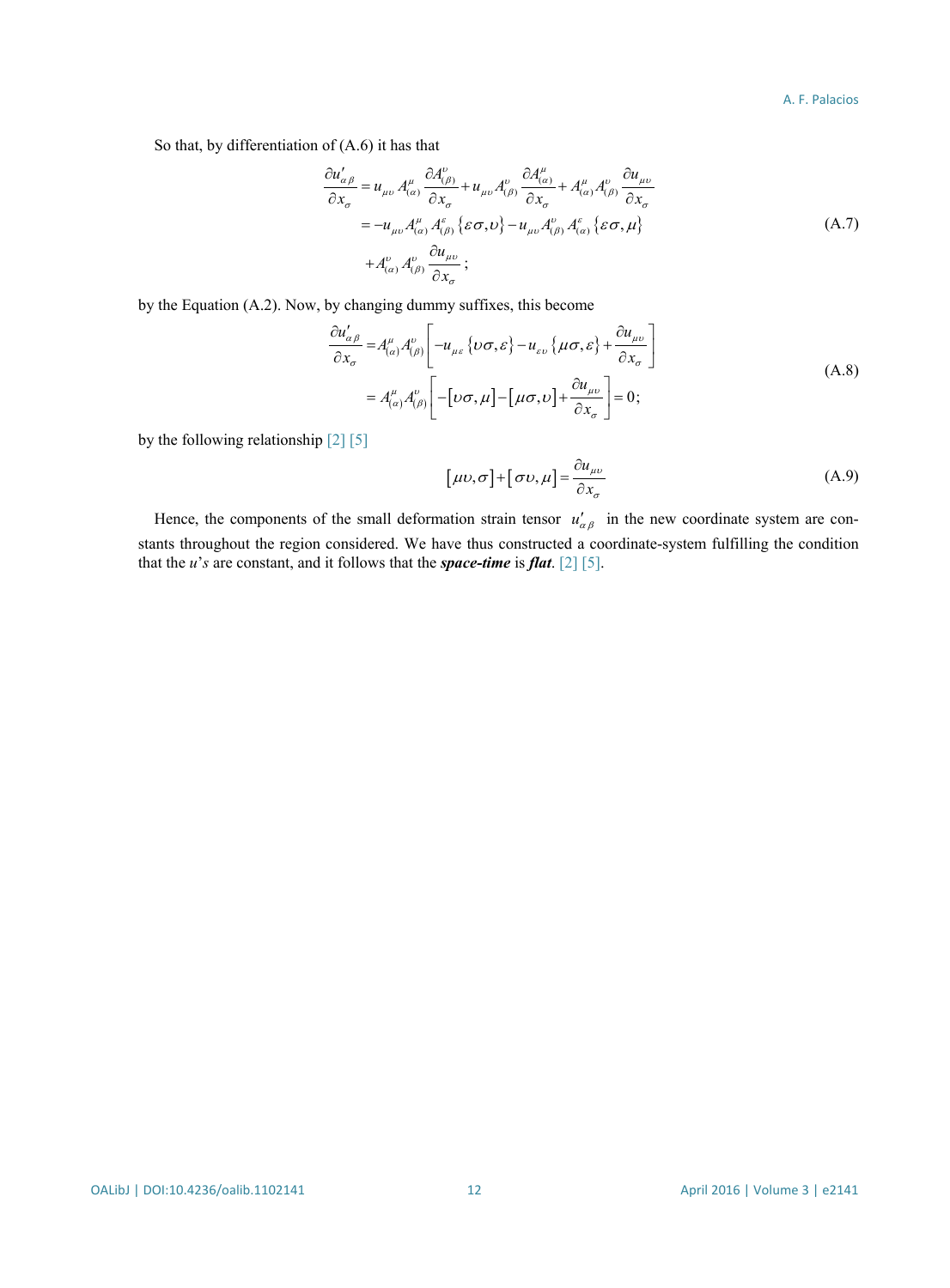So that, by differentiation of (A.6) it has that

$$
\begin{aligned}
\frac{\partial u'_{\alpha\beta}}{\partial x_\sigma} &= u_{\mu\upsilon} A^{\mu}_{(\alpha)} \frac{\partial A^{\upsilon}_{(\beta)}}{\partial x_\sigma} + u_{\mu\upsilon} A^{\upsilon}_{(\beta)} \frac{\partial A^{\mu}_{(\alpha)}}{\partial x_\sigma} + A^{\mu}_{(\alpha)} A^{\upsilon}_{(\beta)} \frac{\partial u_{\mu\upsilon}}{\partial x_\sigma} \\
&= -u_{\mu\upsilon} A^{\mu}_{(\alpha)} A^{\varepsilon}_{(\beta)} \{\varepsilon\sigma, \upsilon\} - u_{\mu\upsilon} A^{\upsilon}_{(\beta)} A^{\varepsilon}_{(\alpha)} \{\varepsilon\sigma, \mu\} \\
&\quad + A^{\upsilon}_{(\alpha)} A^{\upsilon}_{(\beta)} \frac{\partial u_{\mu\upsilon}}{\partial x_\sigma};
\end{aligned}
\tag{A.7}
$$

by the Equation (A.2). Now, by changing dummy suffixes, this become

$$
\begin{aligned}
\frac{\partial u'_{\alpha\beta}}{\partial x_\sigma} &= A^{\mu}_{(\alpha)} A^{\upsilon}_{(\beta)} \left[ -u_{\mu\varepsilon} \{\upsilon\sigma, \varepsilon\} - u_{\varepsilon\upsilon} \{\mu\sigma, \varepsilon\} + \frac{\partial u_{\mu\upsilon}}{\partial x_\sigma} \right] \\
&= A^{\mu}_{(\alpha)} A^{\upsilon}_{(\beta)} \left[ -[\upsilon\sigma, \mu] - [\mu\sigma, \upsilon] + \frac{\partial u_{\mu\upsilon}}{\partial x_\sigma} \right] = 0;
\end{aligned}
\tag{A.8}
$$

by the following relationship [2] [5]

$$
[\mu\upsilon, \sigma] + [\sigma\upsilon, \mu] = \frac{\partial u_{\mu\upsilon}}{\partial x_\sigma}
\tag{A.9}
$$

Hence, the components of the small deformation strain tensor $u'_{\alpha\beta}$ in the new coordinate system are constants throughout the region considered. We have thus constructed a coordinate-system fulfilling the condition that the $u$'$s$ are constant, and it follows that the ***space-time*** is ***flat***. [2] [5].